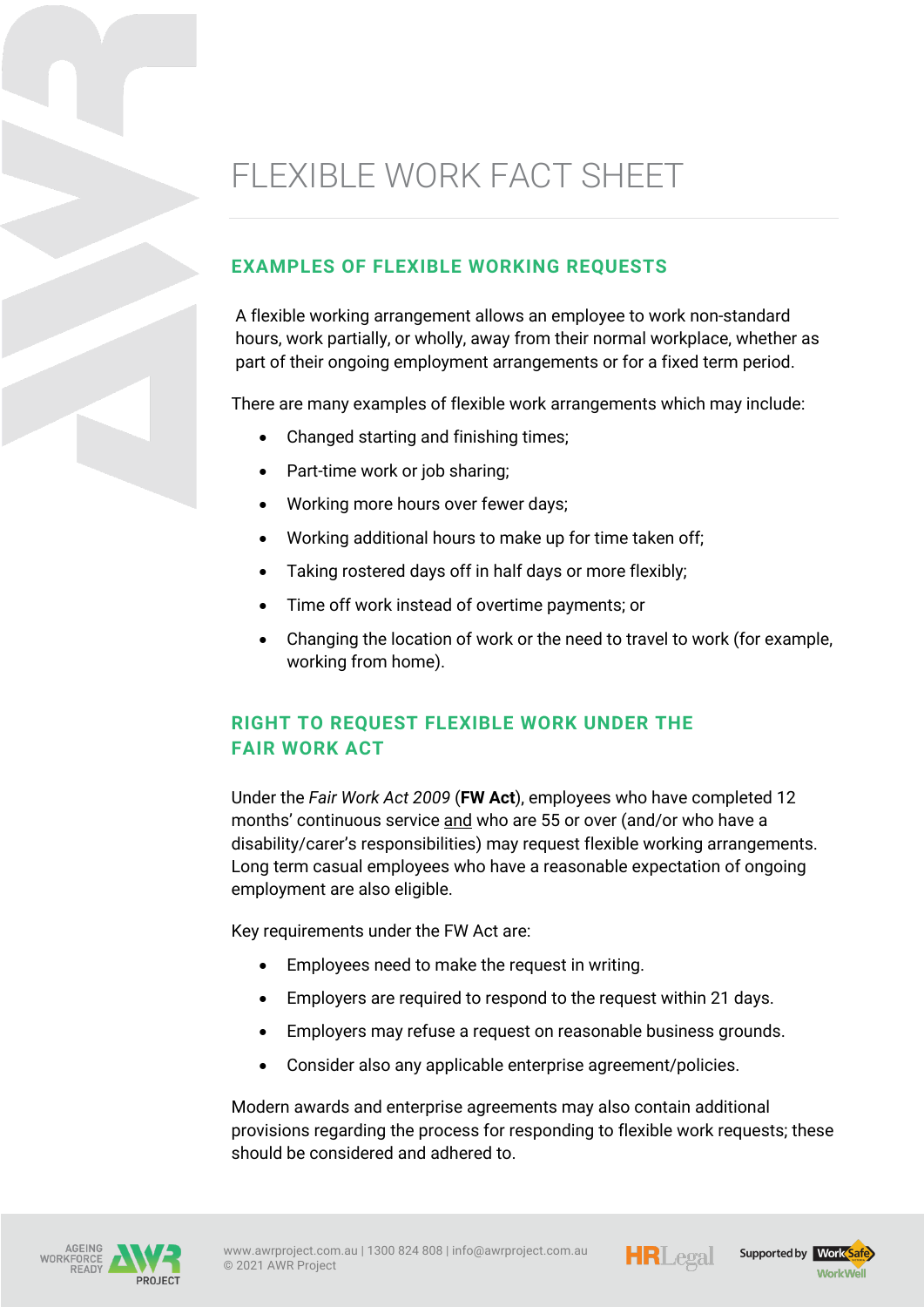# FLEXIBLE WORK FACT SHEET

## EXAMPLES OF FLEXIBLE WORKING REQUESTS

A flexible working arrangement allows an employee to work non-standard hours, work partially, or wholly, away from their normal workplace, whether as part of their ongoing employment arrangements or for a fixed term period.

There are many examples of flexible work arrangements which may include:

- Changed starting and finishing times;
- Part-time work or job sharing;
- Working more hours over fewer days;
- Working additional hours to make up for time taken off;
- Taking rostered days off in half days or more flexibly;
- Time off work instead of overtime payments; or
- Changing the location of work or the need to travel to work (for example, working from home).

## RIGHT TO REQUEST FLEXIBLE WORK UNDER THE FAIR WORK ACT

Under the *Fair Work Act 2009* (**FW Act**), employees who have completed 12 months' continuous service and who are 55 or over (and/or who have a disability/carer's responsibilities) may request flexible working arrangements. Long term casual employees who have a reasonable expectation of ongoing employment are also eligible.

Key requirements under the FW Act are:

- Employees need to make the request in writing.
- Employers are required to respond to the request within 21 days.
- Employers may refuse a request on reasonable business grounds.
- Consider also any applicable enterprise agreement/policies.

Modern awards and enterprise agreements may also contain additional provisions regarding the process for responding to flexible work requests; these should be considered and adhered to.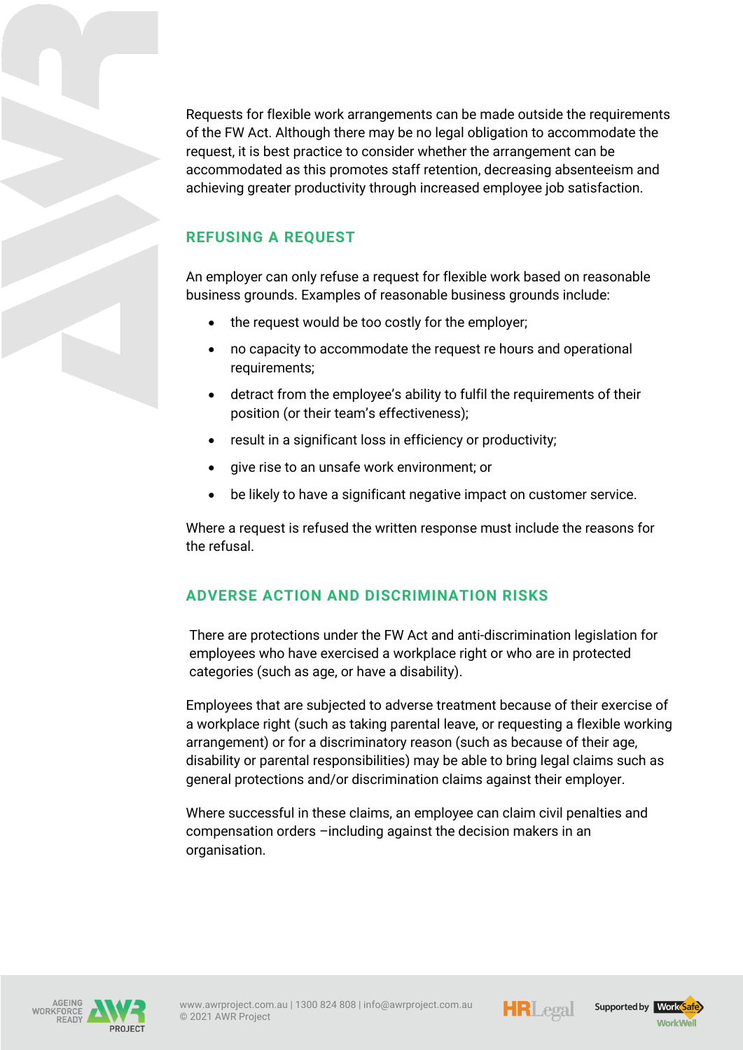Requests for flexible work arrangements can be made outside the requirements of the FW Act. Although there may be no legal obligation to accommodate the request, it is best practice to consider whether the arrangement can be accommodated as this promotes staff retention, decreasing absenteeism and achieving greater productivity through increased employee job satisfaction.

## REFUSING A REQUEST

An employer can only refuse a request for flexible work based on reasonable business grounds. Examples of reasonable business grounds include:

- the request would be too costly for the employer;
- no capacity to accommodate the request re hours and operational requirements;
- detract from the employee's ability to fulfil the requirements of their position (or their team's effectiveness);
- result in a significant loss in efficiency or productivity;
- give rise to an unsafe work environment; or
- be likely to have a significant negative impact on customer service.

Where a request is refused the written response must include the reasons for the refusal.

## ADVERSE ACTION AND DISCRIMINATION RISKS

There are protections under the FW Act and anti-discrimination legislation for employees who have exercised a workplace right or who are in protected categories (such as age, or have a disability).

Employees that are subjected to adverse treatment because of their exercise of a workplace right (such as taking parental leave, or requesting a flexible working arrangement) or for a discriminatory reason (such as because of their age, disability or parental responsibilities) may be able to bring legal claims such as general protections and/or discrimination claims against their employer.

Where successful in these claims, an employee can claim civil penalties and compensation orders –including against the decision makers in an organisation.